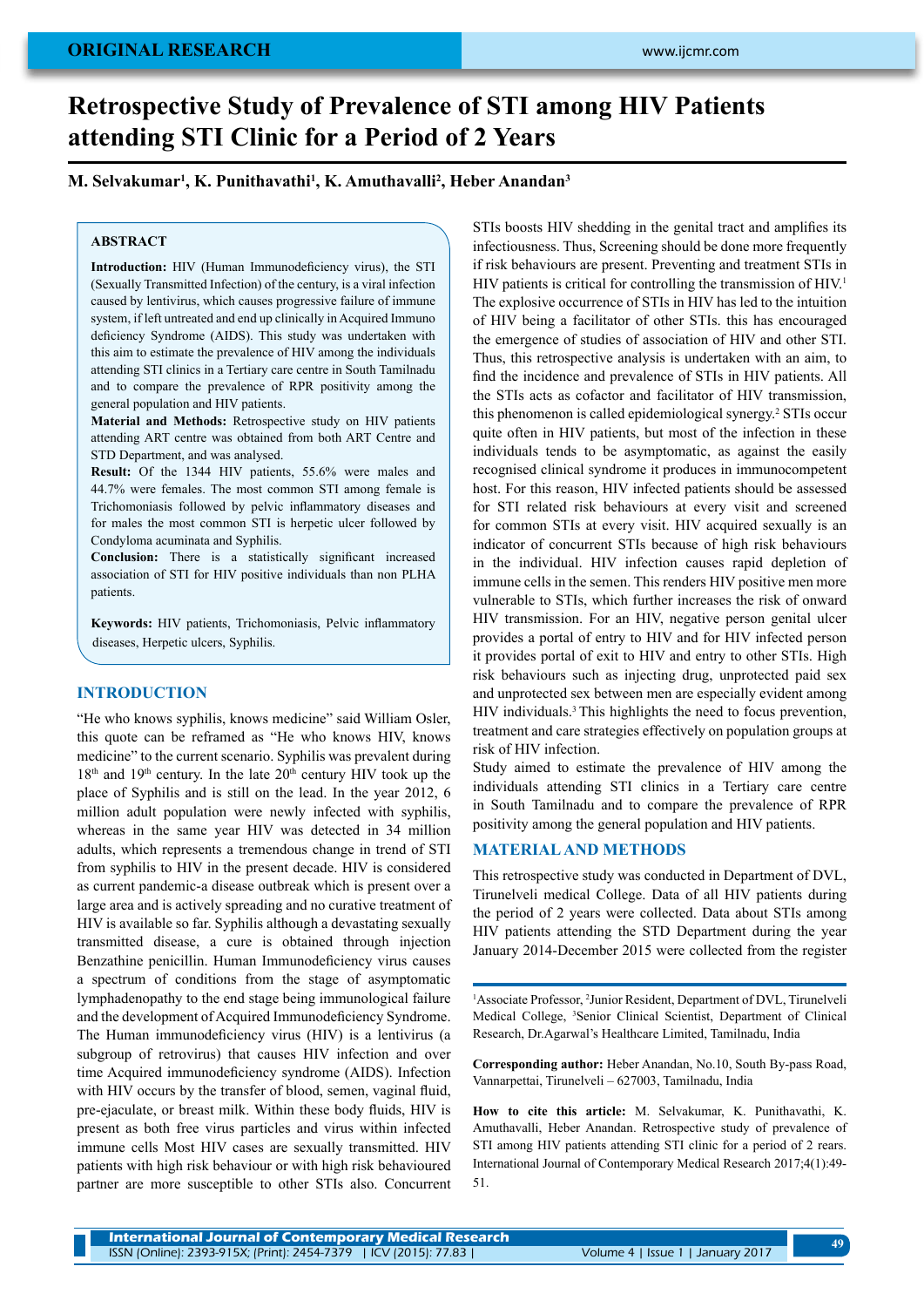ORIGINAL RESEARCH

# Retrospective Study of Prevalence of STI among HIV Patients attending STI Clinic for a Period of 2 Years

**M. Selvakumar[1], K. Punithavathi[1], K. Amuthavalli[2], Heber Anandan[3]**

## ABSTRACT

**Introduction:** HIV (Human Immunodeficiency virus), the STI (Sexually Transmitted Infection) of the century, is a viral infection caused by lentivirus, which causes progressive failure of immune system, if left untreated and end up clinically in Acquired Immuno deficiency Syndrome (AIDS). This study was undertaken with this aim to estimate the prevalence of HIV among the individuals attending STI clinics in a Tertiary care centre in South Tamilnadu and to compare the prevalence of RPR positivity among the general population and HIV patients.

**Material and Methods:** Retrospective study on HIV patients attending ART centre was obtained from both ART Centre and STD Department, and was analysed.

**Result:** Of the 1344 HIV patients, 55.6% were males and 44.7% were females. The most common STI among female is Trichomoniasis followed by pelvic inflammatory diseases and for males the most common STI is herpetic ulcer followed by Condyloma acuminata and Syphilis.

**Conclusion:** There is a statistically significant increased association of STI for HIV positive individuals than non PLHA patients.

**Keywords:** HIV patients, Trichomoniasis, Pelvic inflammatory diseases, Herpetic ulcers, Syphilis.

## INTRODUCTION

"He who knows syphilis, knows medicine" said William Osler, this quote can be reframed as "He who knows HIV, knows medicine" to the current scenario. Syphilis was prevalent during 18th and 19th century. In the late 20th century HIV took up the place of Syphilis and is still on the lead. In the year 2012, 6 million adult population were newly infected with syphilis, whereas in the same year HIV was detected in 34 million adults, which represents a tremendous change in trend of STI from syphilis to HIV in the present decade. HIV is considered as current pandemic-a disease outbreak which is present over a large area and is actively spreading and no curative treatment of HIV is available so far. Syphilis although a devastating sexually transmitted disease, a cure is obtained through injection Benzathine penicillin. Human Immunodeficiency virus causes a spectrum of conditions from the stage of asymptomatic lymphadenopathy to the end stage being immunological failure and the development of Acquired Immunodeficiency Syndrome. The Human immunodeficiency virus (HIV) is a lentivirus (a subgroup of retrovirus) that causes HIV infection and over time Acquired immunodeficiency syndrome (AIDS). Infection with HIV occurs by the transfer of blood, semen, vaginal fluid, pre-ejaculate, or breast milk. Within these body fluids, HIV is present as both free virus particles and virus within infected immune cells Most HIV cases are sexually transmitted. HIV patients with high risk behaviour or with high risk behavioured partner are more susceptible to other STIs also. Concurrent STIs boosts HIV shedding in the genital tract and amplifies its infectiousness. Thus, Screening should be done more frequently if risk behaviours are present. Preventing and treatment STIs in HIV patients is critical for controlling the transmission of HIV.[1] The explosive occurrence of STIs in HIV has led to the intuition of HIV being a facilitator of other STIs. this has encouraged the emergence of studies of association of HIV and other STI. Thus, this retrospective analysis is undertaken with an aim, to find the incidence and prevalence of STIs in HIV patients. All the STIs acts as cofactor and facilitator of HIV transmission, this phenomenon is called epidemiological synergy.[2] STIs occur quite often in HIV patients, but most of the infection in these individuals tends to be asymptomatic, as against the easily recognised clinical syndrome it produces in immunocompetent host. For this reason, HIV infected patients should be assessed for STI related risk behaviours at every visit and screened for common STIs at every visit. HIV acquired sexually is an indicator of concurrent STIs because of high risk behaviours in the individual. HIV infection causes rapid depletion of immune cells in the semen. This renders HIV positive men more vulnerable to STIs, which further increases the risk of onward HIV transmission. For an HIV, negative person genital ulcer provides a portal of entry to HIV and for HIV infected person it provides portal of exit to HIV and entry to other STIs. High risk behaviours such as injecting drug, unprotected paid sex and unprotected sex between men are especially evident among HIV individuals.[3] This highlights the need to focus prevention, treatment and care strategies effectively on population groups at risk of HIV infection.

Study aimed to estimate the prevalence of HIV among the individuals attending STI clinics in a Tertiary care centre in South Tamilnadu and to compare the prevalence of RPR positivity among the general population and HIV patients.

## MATERIAL AND METHODS

This retrospective study was conducted in Department of DVL, Tirunelveli medical College. Data of all HIV patients during the period of 2 years were collected. Data about STIs among HIV patients attending the STD Department during the year January 2014-December 2015 were collected from the register

[1]Associate Professor, [2]Junior Resident, Department of DVL, Tirunelveli Medical College, [3]Senior Clinical Scientist, Department of Clinical Research, Dr.Agarwal's Healthcare Limited, Tamilnadu, India

**Corresponding author:** Heber Anandan, No.10, South By-pass Road, Vannarpettai, Tirunelveli – 627003, Tamilnadu, India

**How to cite this article:** M. Selvakumar, K. Punithavathi, K. Amuthavalli, Heber Anandan. Retrospective study of prevalence of STI among HIV patients attending STI clinic for a period of 2 rears. International Journal of Contemporary Medical Research 2017;4(1):49-51.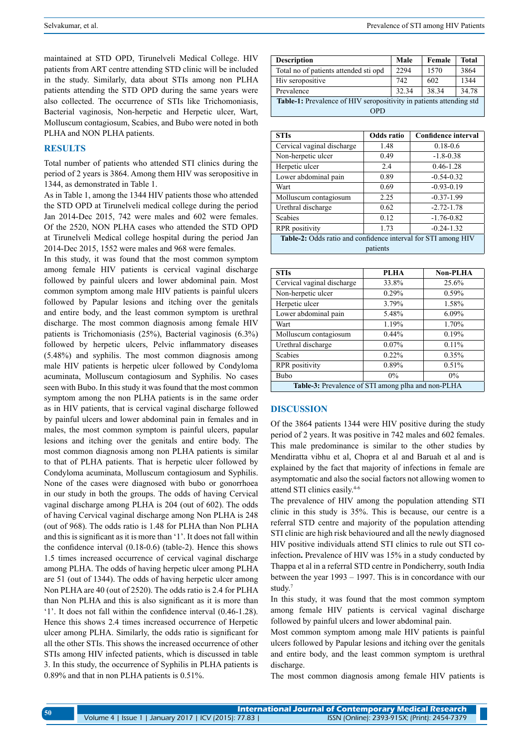maintained at STD OPD, Tirunelveli Medical College. HIV patients from ART centre attending STD clinic will be included in the study. Similarly, data about STIs among non PLHA patients attending the STD OPD during the same years were also collected. The occurrence of STIs like Trichomoniasis, Bacterial vaginosis, Non-herpetic and Herpetic ulcer, Wart, Molluscum contagiosum, Scabies, and Bubo were noted in both PLHA and NON PLHA patients.

## RESULTS

Total number of patients who attended STI clinics during the period of 2 years is 3864. Among them HIV was seropositive in 1344, as demonstrated in the Table 1.

As in Table 1, among the 1344 HIV patients those who attended the STD OPD at Tirunelveli medical college during the period Jan 2014-Dec 2015, 742 were males and 602 were females. Of the 2520, NON PLHA cases who attended the STD OPD at Tirunelveli Medical college hospital during the period Jan 2014-Dec 2015, 1552 were males and 968 were females.

In this study, it was found that the most common symptom among female HIV patients is cervical vaginal discharge followed by painful ulcers and lower abdominal pain. Most common symptom among male HIV patients is painful ulcers followed by Papular lesions and itching over the genitals and entire body, and the least common symptom is urethral discharge. The most common diagnosis among female HIV patients is Trichomoniasis (25%), Bacterial vaginosis (6.3%) followed by herpetic ulcers, Pelvic inflammatory diseases (5.48%) and syphilis. The most common diagnosis among male HIV patients is herpetic ulcer followed by Condyloma acuminata, Molluscum contagiosum and Syphilis. No cases seen with Bubo. In this study it was found that the most common symptom among the non PLHA patients is in the same order as in HIV patients, that is cervical vaginal discharge followed by painful ulcers and lower abdominal pain in females and in males, the most common symptom is painful ulcers, papular lesions and itching over the genitals and entire body. The most common diagnosis among non PLHA patients is similar to that of PLHA patients. That is herpetic ulcer followed by Condyloma acuminata, Molluscum contagiosum and Syphilis. None of the cases were diagnosed with bubo or gonorrhoea in our study in both the groups. The odds of having Cervical vaginal discharge among PLHA is 204 (out of 602). The odds of having Cervical vaginal discharge among Non PLHA is 248 (out of 968). The odds ratio is 1.48 for PLHA than Non PLHA and this is significant as it is more than '1'. It does not fall within the confidence interval (0.18-0.6) (table-2). Hence this shows 1.5 times increased occurrence of cervical vaginal discharge among PLHA. The odds of having herpetic ulcer among PLHA are 51 (out of 1344). The odds of having herpetic ulcer among Non PLHA are 40 (out of 2520). The odds ratio is 2.4 for PLHA than Non PLHA and this is also significant as it is more than '1'. It does not fall within the confidence interval (0.46-1.28). Hence this shows 2.4 times increased occurrence of Herpetic ulcer among PLHA. Similarly, the odds ratio is significant for all the other STIs. This shows the increased occurrence of other STIs among HIV infected patients, which is discussed in table 3. In this study, the occurrence of Syphilis in PLHA patients is 0.89% and that in non PLHA patients is 0.51%.

| Description | Male | Female | Total |
|---|---|---|---|
| Total no of patients attended sti opd | 2294 | 1570 | 3864 |
| Hiv seropositive | 742 | 602 | 1344 |
| Prevalence | 32.34 | 38.34 | 34.78 |

**Table-1:** Prevalence of HIV seropositivity in patients attending std OPD

| STIs | Odds ratio | Confidence interval |
|---|---|---|
| Cervical vaginal discharge | 1.48 | 0.18-0.6 |
| Non-herpetic ulcer | 0.49 | -1.8-0.38 |
| Herpetic ulcer | 2.4 | 0.46-1.28 |
| Lower abdominal pain | 0.89 | -0.54-0.32 |
| Wart | 0.69 | -0.93-0.19 |
| Molluscum contagiosum | 2.25 | -0.37-1.99 |
| Urethral discharge | 0.62 | -2.72-1.78 |
| Scabies | 0.12 | -1.76-0.82 |
| RPR positivity | 1.73 | -0.24-1.32 |

**Table-2:** Odds ratio and confidence interval for STI among HIV patients

| STIs | PLHA | Non-PLHA |
|---|---|---|
| Cervical vaginal discharge | 33.8% | 25.6% |
| Non-herpetic ulcer | 0.29% | 0.59% |
| Herpetic ulcer | 3.79% | 1.58% |
| Lower abdominal pain | 5.48% | 6.09% |
| Wart | 1.19% | 1.70% |
| Molluscum contagiosum | 0.44% | 0.19% |
| Urethral discharge | 0.07% | 0.11% |
| Scabies | 0.22% | 0.35% |
| RPR positivity | 0.89% | 0.51% |
| Bubo | 0% | 0% |

**Table-3:** Prevalence of STI among plha and non-PLHA

## DISCUSSION

Of the 3864 patients 1344 were HIV positive during the study period of 2 years. It was positive in 742 males and 602 females. This male predominance is similar to the other studies by Mendiratta vibhu et al, Chopra et al and Baruah et al and is explained by the fact that majority of infections in female are asymptomatic and also the social factors not allowing women to attend STI clinics easily.[4-6]

The prevalence of HIV among the population attending STI clinic in this study is 35%. This is because, our centre is a referral STD centre and majority of the population attending STI clinic are high risk behavioured and all the newly diagnosed HIV positive individuals attend STI clinics to rule out STI co-infection**.** Prevalence of HIV was 15% in a study conducted by Thappa et al in a referral STD centre in Pondicherry, south India between the year 1993 – 1997. This is in concordance with our study.[7]

In this study, it was found that the most common symptom among female HIV patients is cervical vaginal discharge followed by painful ulcers and lower abdominal pain.

Most common symptom among male HIV patients is painful ulcers followed by Papular lesions and itching over the genitals and entire body, and the least common symptom is urethral discharge.

The most common diagnosis among female HIV patients is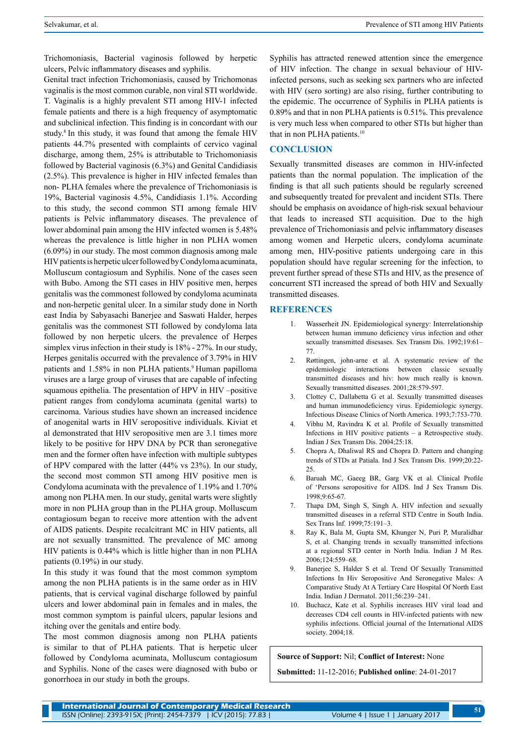Trichomoniasis, Bacterial vaginosis followed by herpetic ulcers, Pelvic inflammatory diseases and syphilis.

Genital tract infection Trichomoniasis, caused by Trichomonas vaginalis is the most common curable, non viral STI worldwide. T. Vaginalis is a highly prevalent STI among HIV-1 infected female patients and there is a high frequency of asymptomatic and subclinical infection. This finding is in concordant with our study.[8] In this study, it was found that among the female HIV patients 44.7% presented with complaints of cervico vaginal discharge, among them, 25% is attributable to Trichomoniasis followed by Bacterial vaginosis (6.3%) and Genital Candidiasis (2.5%). This prevalence is higher in HIV infected females than non- PLHA females where the prevalence of Trichomoniasis is 19%, Bacterial vaginosis 4.5%, Candidiasis 1.1%. According to this study, the second common STI among female HIV patients is Pelvic inflammatory diseases. The prevalence of lower abdominal pain among the HIV infected women is 5.48% whereas the prevalence is little higher in non PLHA women (6.09%) in our study. The most common diagnosis among male HIV patients is herpetic ulcer followed by Condyloma acuminata, Molluscum contagiosum and Syphilis. None of the cases seen with Bubo. Among the STI cases in HIV positive men, herpes genitalis was the commonest followed by condyloma acuminata and non-herpetic genital ulcer. In a similar study done in North east India by Sabyasachi Banerjee and Saswati Halder, herpes genitalis was the commonest STI followed by condyloma lata followed by non herpetic ulcers. the prevalence of Herpes simplex virus infection in their study is 18% - 27%. In our study, Herpes genitalis occurred with the prevalence of 3.79% in HIV patients and 1.58% in non PLHA patients.[9] Human papilloma viruses are a large group of viruses that are capable of infecting squamous epithelia. The presentation of HPV in HIV –positive patient ranges from condyloma acuminata (genital warts) to carcinoma. Various studies have shown an increased incidence of anogenital warts in HIV seropositive individuals. Kiviat et al demonstrated that HIV seropositive men are 3.1 times more likely to be positive for HPV DNA by PCR than seronegative men and the former often have infection with multiple subtypes of HPV compared with the latter (44% vs 23%). In our study, the second most common STI among HIV positive men is Condyloma acuminata with the prevalence of 1.19% and 1.70% among non PLHA men. In our study, genital warts were slightly more in non PLHA group than in the PLHA group. Molluscum contagiosum began to receive more attention with the advent of AIDS patients. Despite recalcitrant MC in HIV patients, all are not sexually transmitted. The prevalence of MC among HIV patients is 0.44% which is little higher than in non PLHA patients (0.19%) in our study.

In this study it was found that the most common symptom among the non PLHA patients is in the same order as in HIV patients, that is cervical vaginal discharge followed by painful ulcers and lower abdominal pain in females and in males, the most common symptom is painful ulcers, papular lesions and itching over the genitals and entire body.

The most common diagnosis among non PLHA patients is similar to that of PLHA patients. That is herpetic ulcer followed by Condyloma acuminata, Molluscum contagiosum and Syphilis. None of the cases were diagnosed with bubo or gonorrhoea in our study in both the groups.

Syphilis has attracted renewed attention since the emergence of HIV infection. The change in sexual behaviour of HIV-infected persons, such as seeking sex partners who are infected with HIV (sero sorting) are also rising, further contributing to the epidemic. The occurrence of Syphilis in PLHA patients is 0.89% and that in non PLHA patients is 0.51%. This prevalence is very much less when compared to other STIs but higher than that in non PLHA patients.[10]

## CONCLUSION

Sexually transmitted diseases are common in HIV-infected patients than the normal population. The implication of the finding is that all such patients should be regularly screened and subsequently treated for prevalent and incident STIs. There should be emphasis on avoidance of high-risk sexual behaviour that leads to increased STI acquisition. Due to the high prevalence of Trichomoniasis and pelvic inflammatory diseases among women and Herpetic ulcers, condyloma acuminate among men, HIV-positive patients undergoing care in this population should have regular screening for the infection, to prevent further spread of these STIs and HIV, as the presence of concurrent STI increased the spread of both HIV and Sexually transmitted diseases.

## REFERENCES

1. Wasserheit JN. Epidemiological synergy: Interrelationship between human immuno deficiency virus infection and other sexually transmitted disesases. Sex Transm Dis. 1992;19:61–77.
2. Rottingen, john-arne et al. A systematic review of the epidemiologic interactions between classic sexually transmitted diseases and hiv: how much really is known. Sexually transmitted diseases. 2001;28:579-597.
3. Clottey C, Dallabetta G et al. Sexually transmitted diseases and human immunodeficiency virus. Epidemiologic synergy. Infectious Disease Clinics of North America. 1993;7:753-770.
4. Vibhu M, Ravindra K et al. Profile of Sexually transmitted Infections in HIV positive patients – a Retrospective study. Indian J Sex Transm Dis. 2004;25:18.
5. Chopra A, Dhaliwal RS and Chopra D. Pattern and changing trends of STDs at Patiala. Ind J Sex Transm Dis. 1999;20:22-25.
6. Baruah MC, Gaeeg BR, Garg VK et al. Clinical Profile of 'Persons seropositive for AIDS. Ind J Sex Transm Dis. 1998;9:65-67.
7. Thapa DM, Singh S, Singh A. HIV infection and sexually transmitted diseases in a referral STD Centre in South India. Sex Trans Inf. 1999;75:191–3.
8. Ray K, Bala M, Gupta SM, Khunger N, Puri P, Muralidhar S, et al. Changing trends in sexually transmitted infections at a regional STD center in North India. Indian J M Res. 2006;124:559–68.
9. Banerjee S, Halder S et al. Trend Of Sexually Transmitted Infections In Hiv Seropositive And Seronegative Males: A Comparative Study At A Tertiary Care Hospital Of North East India. Indian J Dermatol. 2011;56:239–241.
10. Buchacz, Kate et al. Syphilis increases HIV viral load and decreases CD4 cell counts in HIV-infected patients with new syphilis infections. Official journal of the International AIDS society. 2004;18.

**Source of Support:** Nil; **Conflict of Interest:** None

**Submitted:** 11-12-2016; **Published online**: 24-01-2017